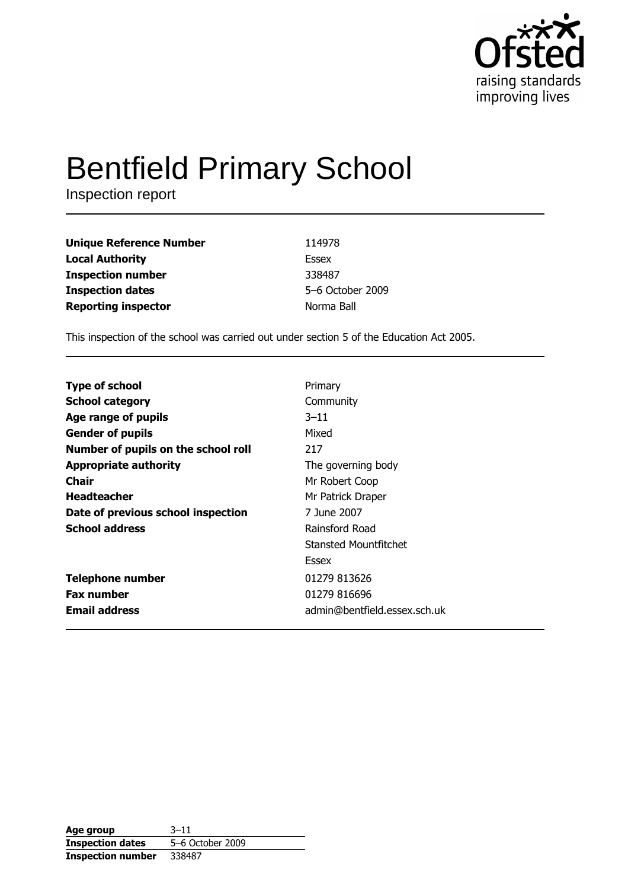Ofsted
raising standards
improving lives

# Bentfield Primary School

Inspection report

| | |
|---|---|
| **Unique Reference Number** | 114978 |
| **Local Authority** | Essex |
| **Inspection number** | 338487 |
| **Inspection dates** | 5–6 October 2009 |
| **Reporting inspector** | Norma Ball |

This inspection of the school was carried out under section 5 of the Education Act 2005.

| | |
|---|---|
| **Type of school** | Primary |
| **School category** | Community |
| **Age range of pupils** | 3–11 |
| **Gender of pupils** | Mixed |
| **Number of pupils on the school roll** | 217 |
| **Appropriate authority** | The governing body |
| **Chair** | Mr Robert Coop |
| **Headteacher** | Mr Patrick Draper |
| **Date of previous school inspection** | 7 June 2007 |
| **School address** | Rainsford Road<br>Stansted Mountfitchet<br>Essex |
| **Telephone number** | 01279 813626 |
| **Fax number** | 01279 816696 |
| **Email address** | admin@bentfield.essex.sch.uk |

| | |
|---|---|
| **Age group** | 3–11 |
| **Inspection dates** | 5–6 October 2009 |
| **Inspection number** | 338487 |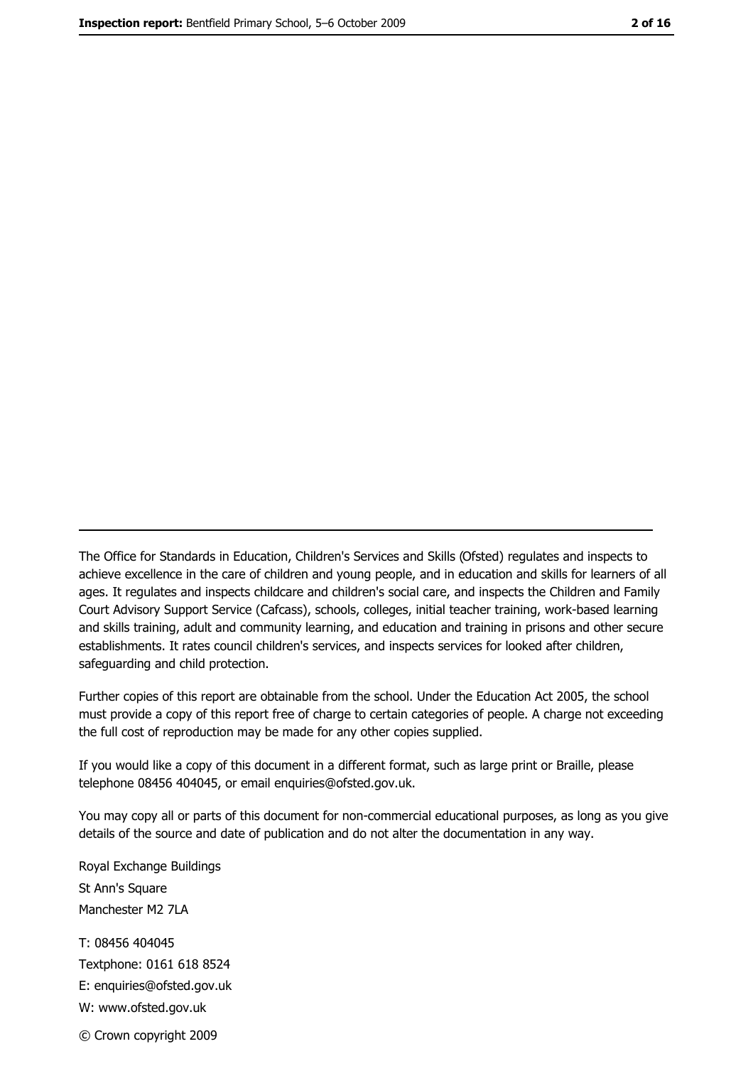---

The Office for Standards in Education, Children's Services and Skills (Ofsted) regulates and inspects to achieve excellence in the care of children and young people, and in education and skills for learners of all ages. It regulates and inspects childcare and children's social care, and inspects the Children and Family Court Advisory Support Service (Cafcass), schools, colleges, initial teacher training, work-based learning and skills training, adult and community learning, and education and training in prisons and other secure establishments. It rates council children's services, and inspects services for looked after children, safeguarding and child protection.

Further copies of this report are obtainable from the school. Under the Education Act 2005, the school must provide a copy of this report free of charge to certain categories of people. A charge not exceeding the full cost of reproduction may be made for any other copies supplied.

If you would like a copy of this document in a different format, such as large print or Braille, please telephone 08456 404045, or email enquiries@ofsted.gov.uk.

You may copy all or parts of this document for non-commercial educational purposes, as long as you give details of the source and date of publication and do not alter the documentation in any way.

Royal Exchange Buildings
St Ann's Square
Manchester M2 7LA

T: 08456 404045
Textphone: 0161 618 8524
E: enquiries@ofsted.gov.uk
W: www.ofsted.gov.uk

© Crown copyright 2009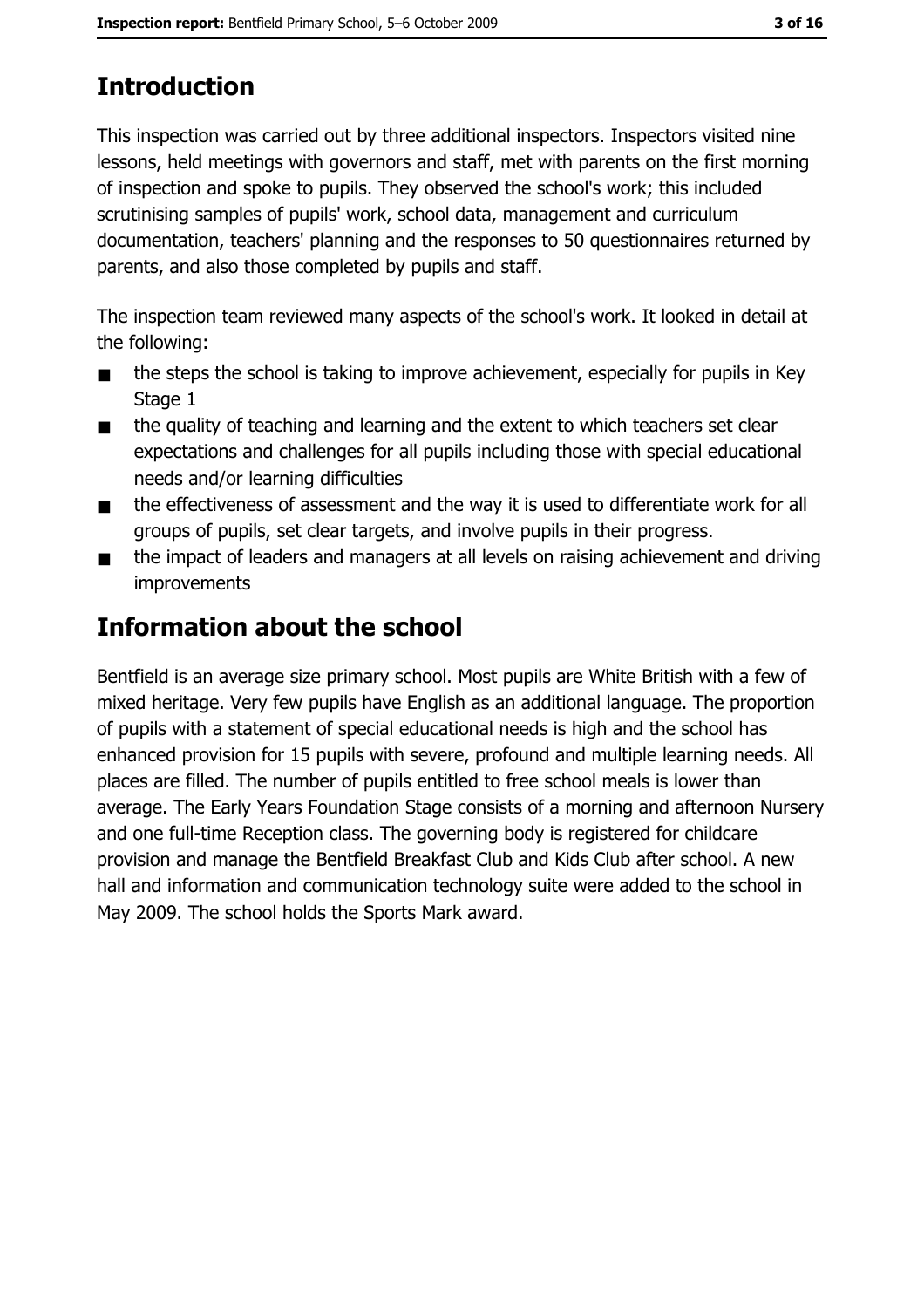## Introduction

This inspection was carried out by three additional inspectors. Inspectors visited nine lessons, held meetings with governors and staff, met with parents on the first morning of inspection and spoke to pupils. They observed the school's work; this included scrutinising samples of pupils' work, school data, management and curriculum documentation, teachers' planning and the responses to 50 questionnaires returned by parents, and also those completed by pupils and staff.

The inspection team reviewed many aspects of the school's work. It looked in detail at the following:

- the steps the school is taking to improve achievement, especially for pupils in Key Stage 1
- the quality of teaching and learning and the extent to which teachers set clear expectations and challenges for all pupils including those with special educational needs and/or learning difficulties
- the effectiveness of assessment and the way it is used to differentiate work for all groups of pupils, set clear targets, and involve pupils in their progress.
- the impact of leaders and managers at all levels on raising achievement and driving improvements

## Information about the school

Bentfield is an average size primary school. Most pupils are White British with a few of mixed heritage. Very few pupils have English as an additional language. The proportion of pupils with a statement of special educational needs is high and the school has enhanced provision for 15 pupils with severe, profound and multiple learning needs. All places are filled. The number of pupils entitled to free school meals is lower than average. The Early Years Foundation Stage consists of a morning and afternoon Nursery and one full-time Reception class. The governing body is registered for childcare provision and manage the Bentfield Breakfast Club and Kids Club after school. A new hall and information and communication technology suite were added to the school in May 2009. The school holds the Sports Mark award.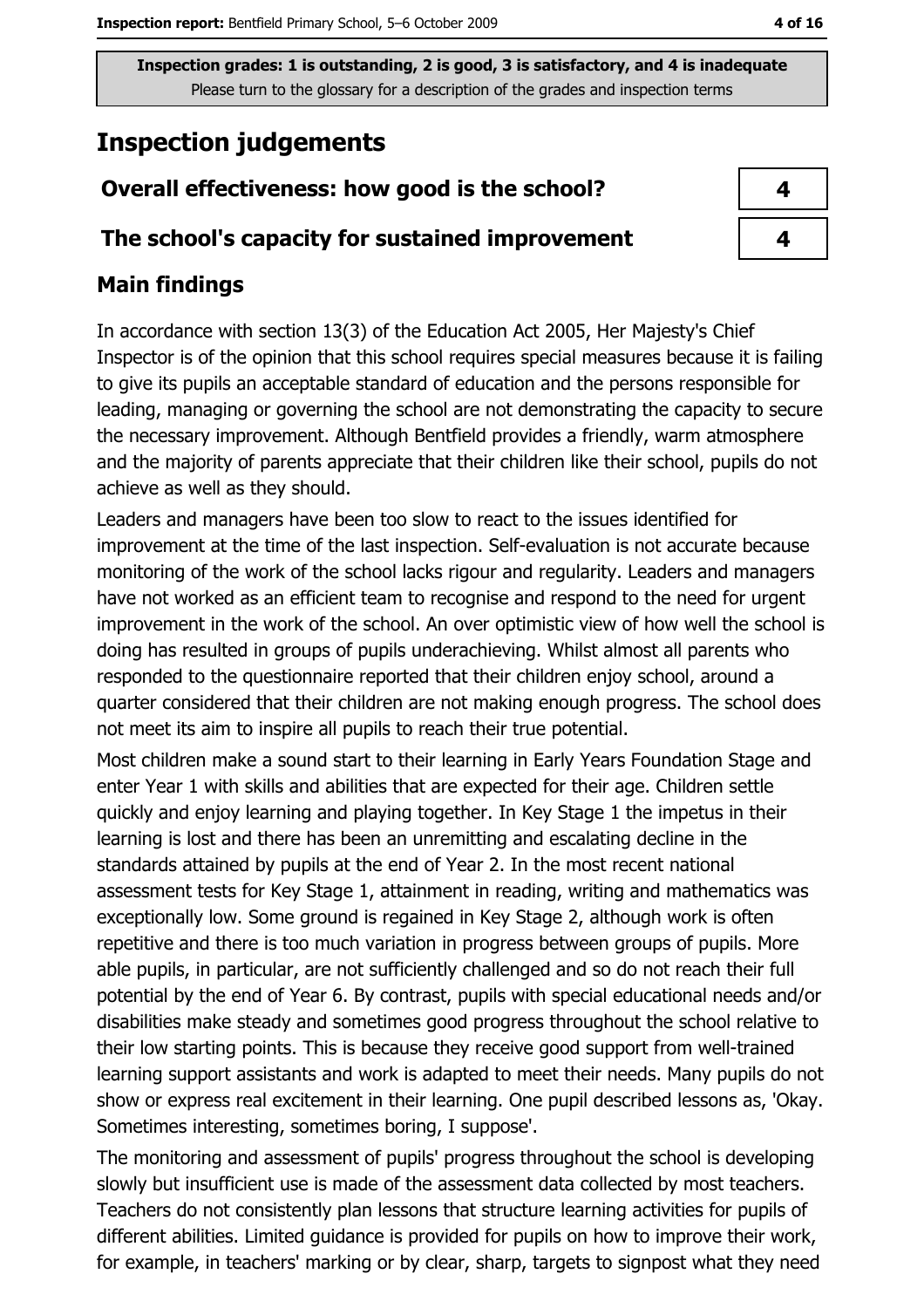Inspection grades: 1 is outstanding, 2 is good, 3 is satisfactory, and 4 is inadequate
Please turn to the glossary for a description of the grades and inspection terms

# Inspection judgements

| Overall effectiveness: how good is the school? | 4 |
| --- | --- |
| The school's capacity for sustained improvement | 4 |

## Main findings

In accordance with section 13(3) of the Education Act 2005, Her Majesty's Chief Inspector is of the opinion that this school requires special measures because it is failing to give its pupils an acceptable standard of education and the persons responsible for leading, managing or governing the school are not demonstrating the capacity to secure the necessary improvement. Although Bentfield provides a friendly, warm atmosphere and the majority of parents appreciate that their children like their school, pupils do not achieve as well as they should.

Leaders and managers have been too slow to react to the issues identified for improvement at the time of the last inspection. Self-evaluation is not accurate because monitoring of the work of the school lacks rigour and regularity. Leaders and managers have not worked as an efficient team to recognise and respond to the need for urgent improvement in the work of the school. An over optimistic view of how well the school is doing has resulted in groups of pupils underachieving. Whilst almost all parents who responded to the questionnaire reported that their children enjoy school, around a quarter considered that their children are not making enough progress. The school does not meet its aim to inspire all pupils to reach their true potential.

Most children make a sound start to their learning in Early Years Foundation Stage and enter Year 1 with skills and abilities that are expected for their age. Children settle quickly and enjoy learning and playing together. In Key Stage 1 the impetus in their learning is lost and there has been an unremitting and escalating decline in the standards attained by pupils at the end of Year 2. In the most recent national assessment tests for Key Stage 1, attainment in reading, writing and mathematics was exceptionally low. Some ground is regained in Key Stage 2, although work is often repetitive and there is too much variation in progress between groups of pupils. More able pupils, in particular, are not sufficiently challenged and so do not reach their full potential by the end of Year 6. By contrast, pupils with special educational needs and/or disabilities make steady and sometimes good progress throughout the school relative to their low starting points. This is because they receive good support from well-trained learning support assistants and work is adapted to meet their needs. Many pupils do not show or express real excitement in their learning. One pupil described lessons as, 'Okay. Sometimes interesting, sometimes boring, I suppose'.

The monitoring and assessment of pupils' progress throughout the school is developing slowly but insufficient use is made of the assessment data collected by most teachers. Teachers do not consistently plan lessons that structure learning activities for pupils of different abilities. Limited guidance is provided for pupils on how to improve their work, for example, in teachers' marking or by clear, sharp, targets to signpost what they need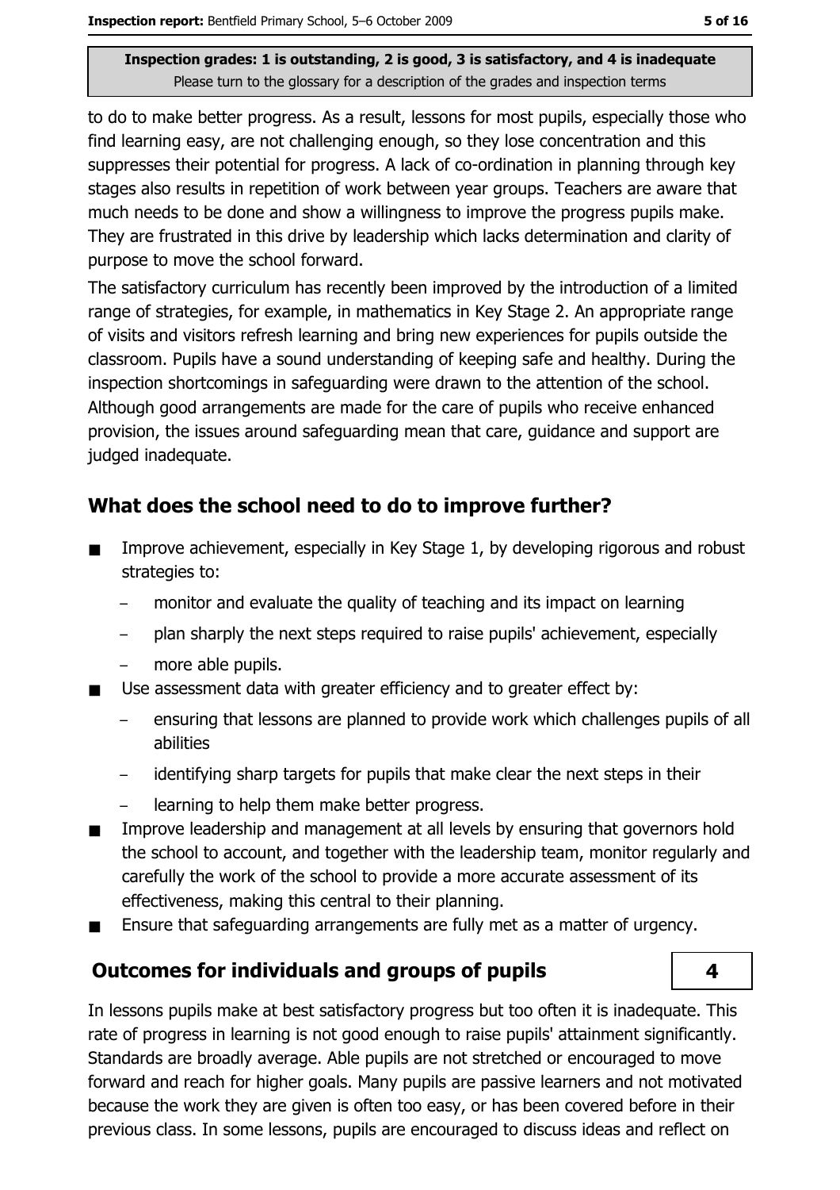to do to make better progress. As a result, lessons for most pupils, especially those who find learning easy, are not challenging enough, so they lose concentration and this suppresses their potential for progress. A lack of co-ordination in planning through key stages also results in repetition of work between year groups. Teachers are aware that much needs to be done and show a willingness to improve the progress pupils make. They are frustrated in this drive by leadership which lacks determination and clarity of purpose to move the school forward.

The satisfactory curriculum has recently been improved by the introduction of a limited range of strategies, for example, in mathematics in Key Stage 2. An appropriate range of visits and visitors refresh learning and bring new experiences for pupils outside the classroom. Pupils have a sound understanding of keeping safe and healthy. During the inspection shortcomings in safeguarding were drawn to the attention of the school. Although good arrangements are made for the care of pupils who receive enhanced provision, the issues around safeguarding mean that care, guidance and support are judged inadequate.

## What does the school need to do to improve further?

- Improve achievement, especially in Key Stage 1, by developing rigorous and robust strategies to:
  - monitor and evaluate the quality of teaching and its impact on learning
  - plan sharply the next steps required to raise pupils' achievement, especially
  - more able pupils.
- Use assessment data with greater efficiency and to greater effect by:
  - ensuring that lessons are planned to provide work which challenges pupils of all abilities
  - identifying sharp targets for pupils that make clear the next steps in their
  - learning to help them make better progress.
- Improve leadership and management at all levels by ensuring that governors hold the school to account, and together with the leadership team, monitor regularly and carefully the work of the school to provide a more accurate assessment of its effectiveness, making this central to their planning.
- Ensure that safeguarding arrangements are fully met as a matter of urgency.

## Outcomes for individuals and groups of pupils

4

In lessons pupils make at best satisfactory progress but too often it is inadequate. This rate of progress in learning is not good enough to raise pupils' attainment significantly. Standards are broadly average. Able pupils are not stretched or encouraged to move forward and reach for higher goals. Many pupils are passive learners and not motivated because the work they are given is often too easy, or has been covered before in their previous class. In some lessons, pupils are encouraged to discuss ideas and reflect on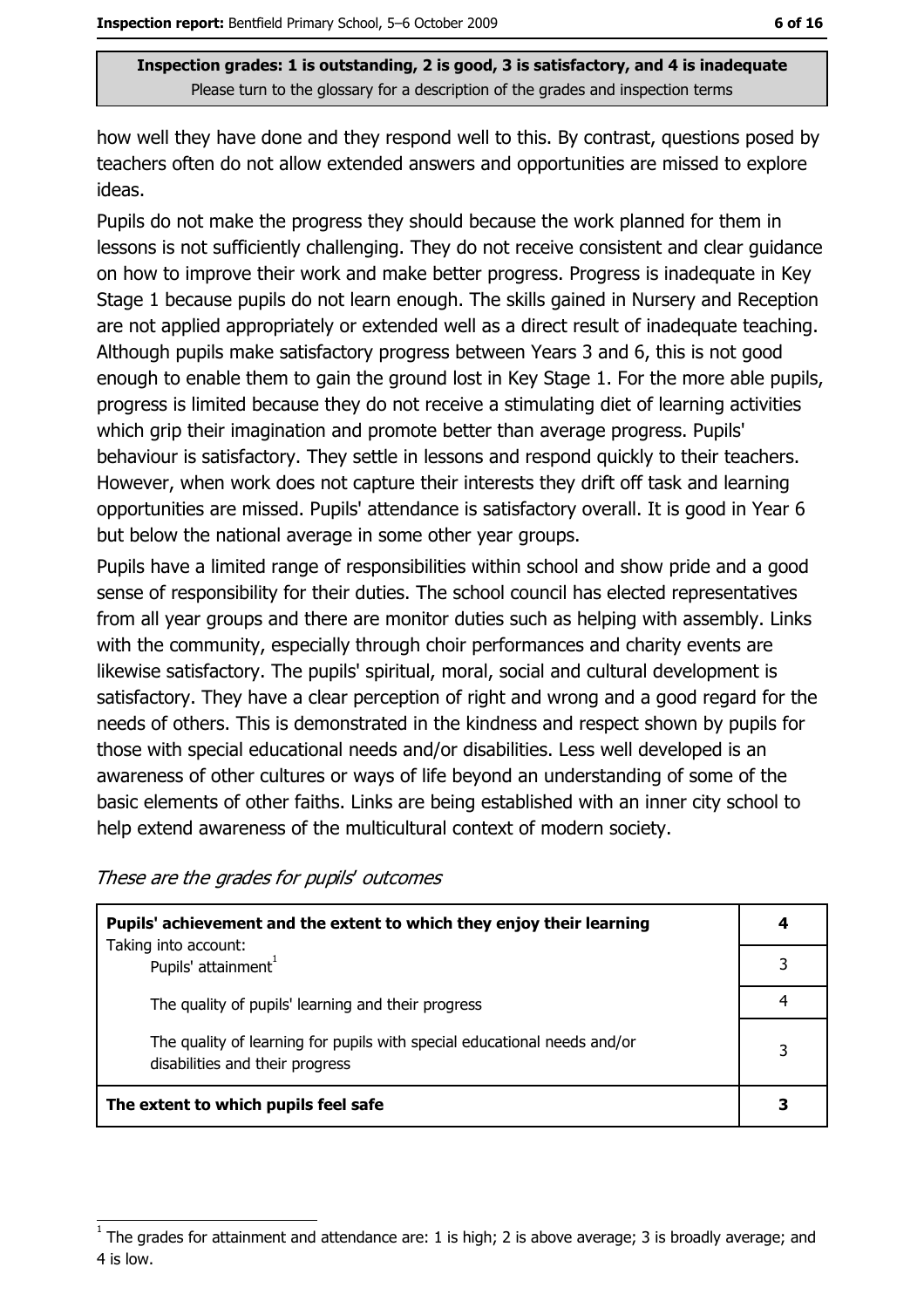how well they have done and they respond well to this. By contrast, questions posed by teachers often do not allow extended answers and opportunities are missed to explore ideas.

Pupils do not make the progress they should because the work planned for them in lessons is not sufficiently challenging. They do not receive consistent and clear guidance on how to improve their work and make better progress. Progress is inadequate in Key Stage 1 because pupils do not learn enough. The skills gained in Nursery and Reception are not applied appropriately or extended well as a direct result of inadequate teaching. Although pupils make satisfactory progress between Years 3 and 6, this is not good enough to enable them to gain the ground lost in Key Stage 1. For the more able pupils, progress is limited because they do not receive a stimulating diet of learning activities which grip their imagination and promote better than average progress. Pupils' behaviour is satisfactory. They settle in lessons and respond quickly to their teachers. However, when work does not capture their interests they drift off task and learning opportunities are missed. Pupils' attendance is satisfactory overall. It is good in Year 6 but below the national average in some other year groups.

Pupils have a limited range of responsibilities within school and show pride and a good sense of responsibility for their duties. The school council has elected representatives from all year groups and there are monitor duties such as helping with assembly. Links with the community, especially through choir performances and charity events are likewise satisfactory. The pupils' spiritual, moral, social and cultural development is satisfactory. They have a clear perception of right and wrong and a good regard for the needs of others. This is demonstrated in the kindness and respect shown by pupils for those with special educational needs and/or disabilities. Less well developed is an awareness of other cultures or ways of life beyond an understanding of some of the basic elements of other faiths. Links are being established with an inner city school to help extend awareness of the multicultural context of modern society.

*These are the grades for pupils' outcomes*

| | |
|---|---|
| **Pupils' achievement and the extent to which they enjoy their learning** | **4** |
| Taking into account: Pupils' attainment[1] | 3 |
| The quality of pupils' learning and their progress | 4 |
| The quality of learning for pupils with special educational needs and/or disabilities and their progress | 3 |
| **The extent to which pupils feel safe** | **3** |

[1] The grades for attainment and attendance are: 1 is high; 2 is above average; 3 is broadly average; and 4 is low.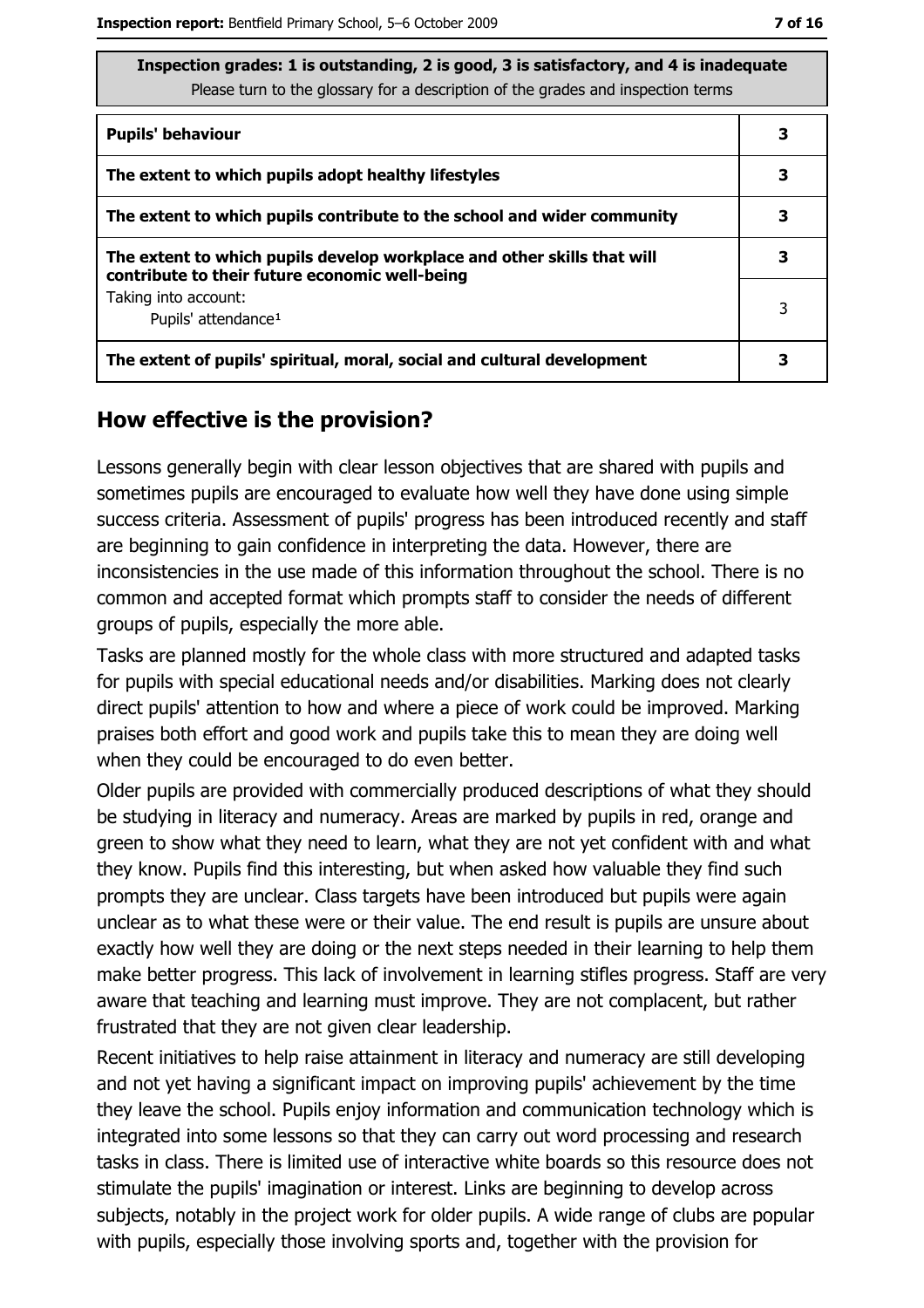| Inspection grades: 1 is outstanding, 2 is good, 3 is satisfactory, and 4 is inadequate<br>Please turn to the glossary for a description of the grades and inspection terms | |
|---|---|
| **Pupils' behaviour** | **3** |
| **The extent to which pupils adopt healthy lifestyles** | **3** |
| **The extent to which pupils contribute to the school and wider community** | **3** |
| **The extent to which pupils develop workplace and other skills that will contribute to their future economic well-being** | **3** |
| Taking into account:<br>Pupils' attendance[1] | 3 |
| **The extent of pupils' spiritual, moral, social and cultural development** | **3** |

## How effective is the provision?

Lessons generally begin with clear lesson objectives that are shared with pupils and sometimes pupils are encouraged to evaluate how well they have done using simple success criteria. Assessment of pupils' progress has been introduced recently and staff are beginning to gain confidence in interpreting the data. However, there are inconsistencies in the use made of this information throughout the school. There is no common and accepted format which prompts staff to consider the needs of different groups of pupils, especially the more able.

Tasks are planned mostly for the whole class with more structured and adapted tasks for pupils with special educational needs and/or disabilities. Marking does not clearly direct pupils' attention to how and where a piece of work could be improved. Marking praises both effort and good work and pupils take this to mean they are doing well when they could be encouraged to do even better.

Older pupils are provided with commercially produced descriptions of what they should be studying in literacy and numeracy. Areas are marked by pupils in red, orange and green to show what they need to learn, what they are not yet confident with and what they know. Pupils find this interesting, but when asked how valuable they find such prompts they are unclear. Class targets have been introduced but pupils were again unclear as to what these were or their value. The end result is pupils are unsure about exactly how well they are doing or the next steps needed in their learning to help them make better progress. This lack of involvement in learning stifles progress. Staff are very aware that teaching and learning must improve. They are not complacent, but rather frustrated that they are not given clear leadership.

Recent initiatives to help raise attainment in literacy and numeracy are still developing and not yet having a significant impact on improving pupils' achievement by the time they leave the school. Pupils enjoy information and communication technology which is integrated into some lessons so that they can carry out word processing and research tasks in class. There is limited use of interactive white boards so this resource does not stimulate the pupils' imagination or interest. Links are beginning to develop across subjects, notably in the project work for older pupils. A wide range of clubs are popular with pupils, especially those involving sports and, together with the provision for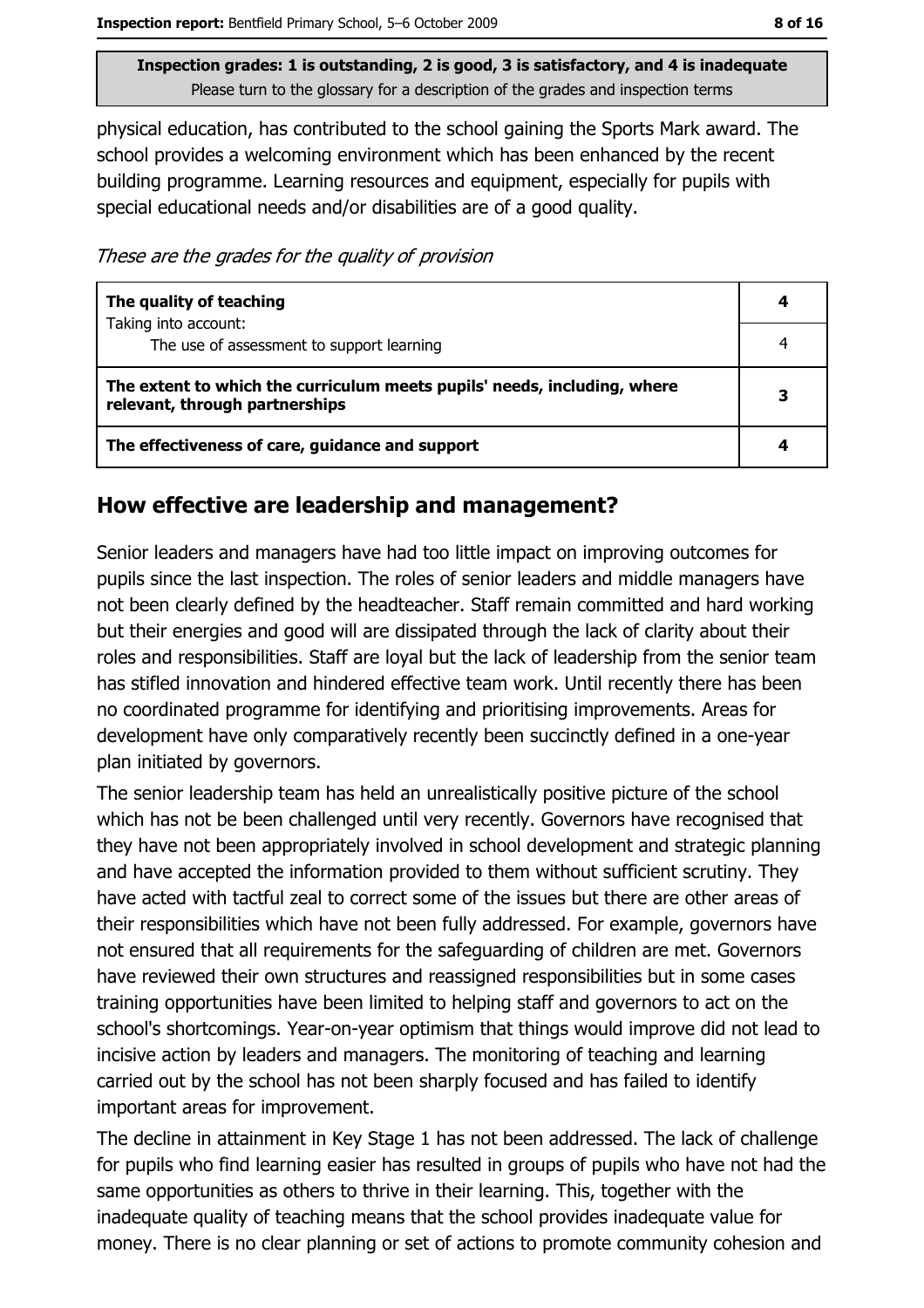physical education, has contributed to the school gaining the Sports Mark award. The school provides a welcoming environment which has been enhanced by the recent building programme. Learning resources and equipment, especially for pupils with special educational needs and/or disabilities are of a good quality.

*These are the grades for the quality of provision*

| | |
|---|---|
| **The quality of teaching**<br>Taking into account:<br>The use of assessment to support learning | **4**<br>4 |
| **The extent to which the curriculum meets pupils' needs, including, where relevant, through partnerships** | **3** |
| **The effectiveness of care, guidance and support** | **4** |

## How effective are leadership and management?

Senior leaders and managers have had too little impact on improving outcomes for pupils since the last inspection. The roles of senior leaders and middle managers have not been clearly defined by the headteacher. Staff remain committed and hard working but their energies and good will are dissipated through the lack of clarity about their roles and responsibilities. Staff are loyal but the lack of leadership from the senior team has stifled innovation and hindered effective team work. Until recently there has been no coordinated programme for identifying and prioritising improvements. Areas for development have only comparatively recently been succinctly defined in a one-year plan initiated by governors.

The senior leadership team has held an unrealistically positive picture of the school which has not be been challenged until very recently. Governors have recognised that they have not been appropriately involved in school development and strategic planning and have accepted the information provided to them without sufficient scrutiny. They have acted with tactful zeal to correct some of the issues but there are other areas of their responsibilities which have not been fully addressed. For example, governors have not ensured that all requirements for the safeguarding of children are met. Governors have reviewed their own structures and reassigned responsibilities but in some cases training opportunities have been limited to helping staff and governors to act on the school's shortcomings. Year-on-year optimism that things would improve did not lead to incisive action by leaders and managers. The monitoring of teaching and learning carried out by the school has not been sharply focused and has failed to identify important areas for improvement.

The decline in attainment in Key Stage 1 has not been addressed. The lack of challenge for pupils who find learning easier has resulted in groups of pupils who have not had the same opportunities as others to thrive in their learning. This, together with the inadequate quality of teaching means that the school provides inadequate value for money. There is no clear planning or set of actions to promote community cohesion and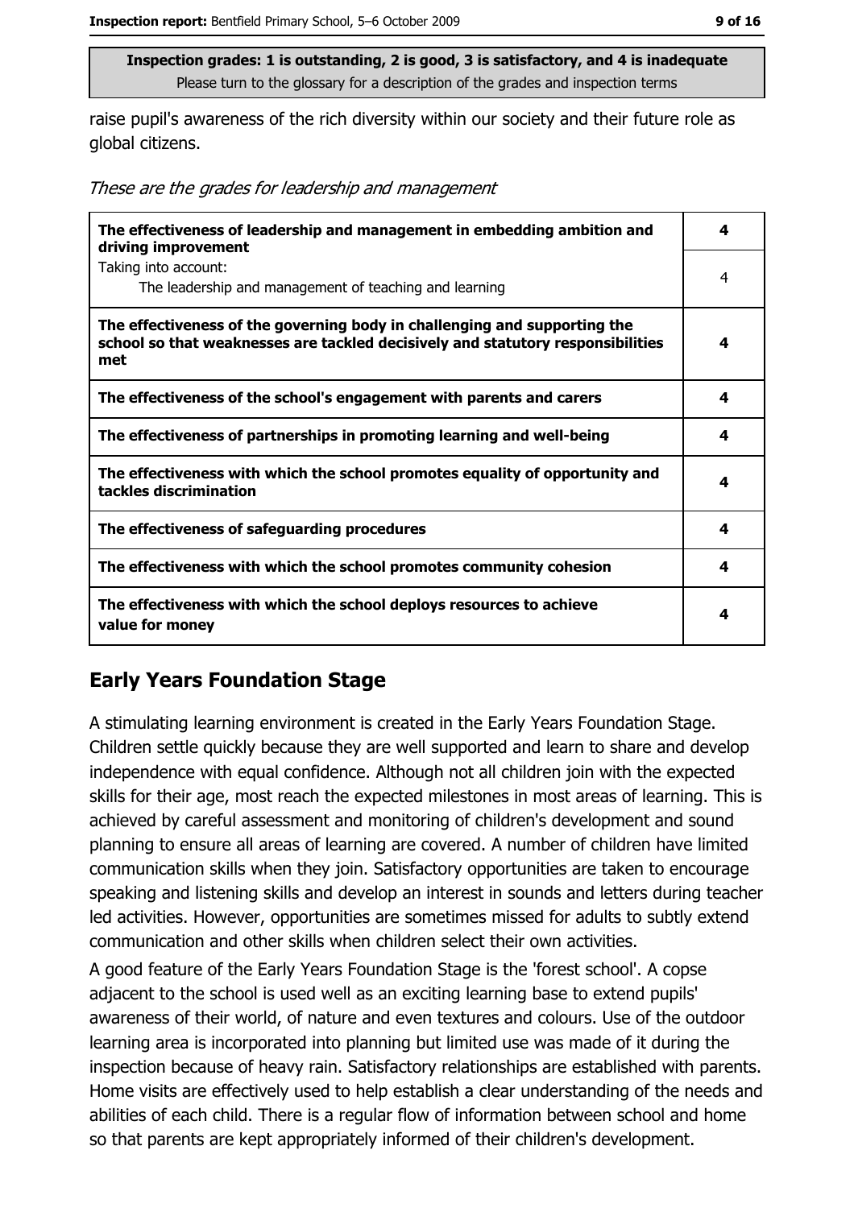**Inspection grades: 1 is outstanding, 2 is good, 3 is satisfactory, and 4 is inadequate**
Please turn to the glossary for a description of the grades and inspection terms

raise pupil's awareness of the rich diversity within our society and their future role as global citizens.

*These are the grades for leadership and management*

| | |
|---|---|
| **The effectiveness of leadership and management in embedding ambition and driving improvement** | **4** |
| Taking into account:<br>The leadership and management of teaching and learning | 4 |
| **The effectiveness of the governing body in challenging and supporting the school so that weaknesses are tackled decisively and statutory responsibilities met** | **4** |
| **The effectiveness of the school's engagement with parents and carers** | **4** |
| **The effectiveness of partnerships in promoting learning and well-being** | **4** |
| **The effectiveness with which the school promotes equality of opportunity and tackles discrimination** | **4** |
| **The effectiveness of safeguarding procedures** | **4** |
| **The effectiveness with which the school promotes community cohesion** | **4** |
| **The effectiveness with which the school deploys resources to achieve value for money** | **4** |

## Early Years Foundation Stage

A stimulating learning environment is created in the Early Years Foundation Stage. Children settle quickly because they are well supported and learn to share and develop independence with equal confidence. Although not all children join with the expected skills for their age, most reach the expected milestones in most areas of learning. This is achieved by careful assessment and monitoring of children's development and sound planning to ensure all areas of learning are covered. A number of children have limited communication skills when they join. Satisfactory opportunities are taken to encourage speaking and listening skills and develop an interest in sounds and letters during teacher led activities. However, opportunities are sometimes missed for adults to subtly extend communication and other skills when children select their own activities.

A good feature of the Early Years Foundation Stage is the 'forest school'. A copse adjacent to the school is used well as an exciting learning base to extend pupils' awareness of their world, of nature and even textures and colours. Use of the outdoor learning area is incorporated into planning but limited use was made of it during the inspection because of heavy rain. Satisfactory relationships are established with parents. Home visits are effectively used to help establish a clear understanding of the needs and abilities of each child. There is a regular flow of information between school and home so that parents are kept appropriately informed of their children's development.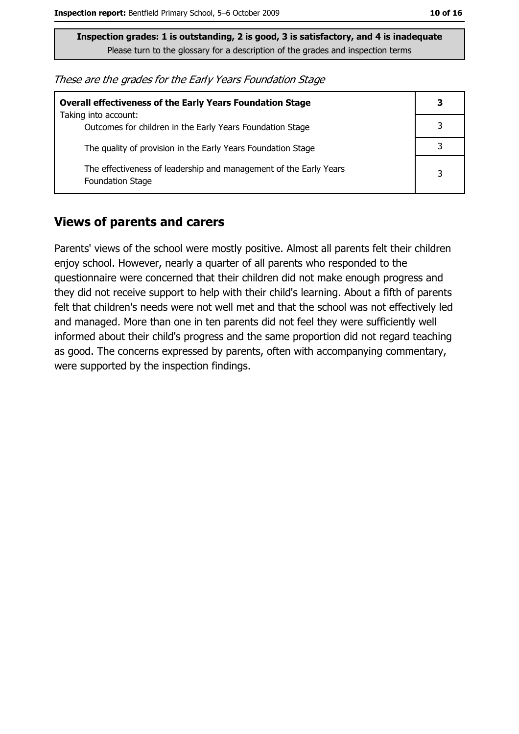**Inspection grades: 1 is outstanding, 2 is good, 3 is satisfactory, and 4 is inadequate**
Please turn to the glossary for a description of the grades and inspection terms

*These are the grades for the Early Years Foundation Stage*

| **Overall effectiveness of the Early Years Foundation Stage** Taking into account: | **3** |
|---|---|
| Outcomes for children in the Early Years Foundation Stage | 3 |
| The quality of provision in the Early Years Foundation Stage | 3 |
| The effectiveness of leadership and management of the Early Years Foundation Stage | 3 |

## Views of parents and carers

Parents' views of the school were mostly positive. Almost all parents felt their children enjoy school. However, nearly a quarter of all parents who responded to the questionnaire were concerned that their children did not make enough progress and they did not receive support to help with their child's learning. About a fifth of parents felt that children's needs were not well met and that the school was not effectively led and managed. More than one in ten parents did not feel they were sufficiently well informed about their child's progress and the same proportion did not regard teaching as good. The concerns expressed by parents, often with accompanying commentary, were supported by the inspection findings.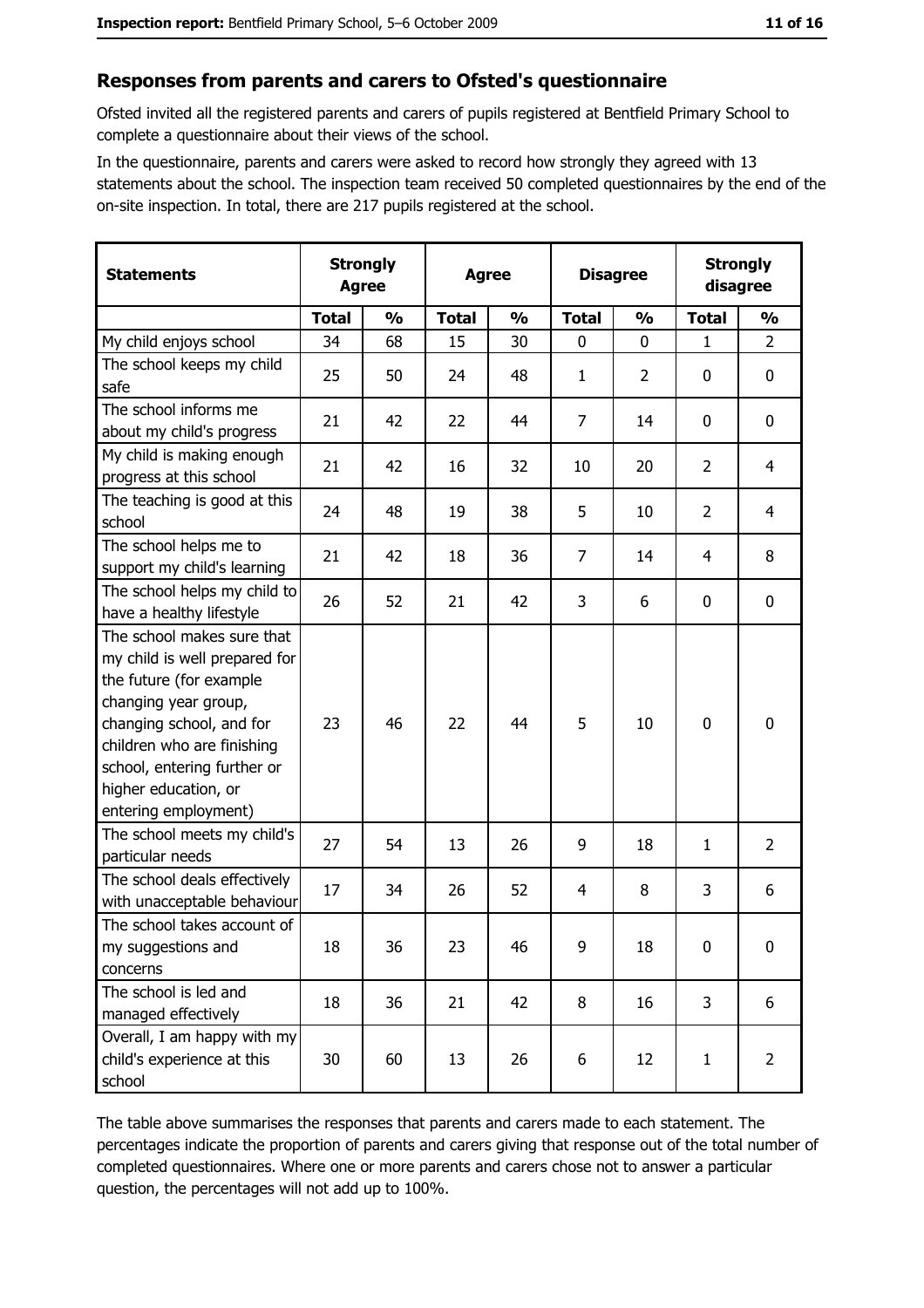## Responses from parents and carers to Ofsted's questionnaire

Ofsted invited all the registered parents and carers of pupils registered at Bentfield Primary School to complete a questionnaire about their views of the school.

In the questionnaire, parents and carers were asked to record how strongly they agreed with 13 statements about the school. The inspection team received 50 completed questionnaires by the end of the on-site inspection. In total, there are 217 pupils registered at the school.

| Statements | Strongly Agree | | Agree | | Disagree | | Strongly disagree | |
|---|---|---|---|---|---|---|---|---|
| | Total | % | Total | % | Total | % | Total | % |
| My child enjoys school | 34 | 68 | 15 | 30 | 0 | 0 | 1 | 2 |
| The school keeps my child safe | 25 | 50 | 24 | 48 | 1 | 2 | 0 | 0 |
| The school informs me about my child's progress | 21 | 42 | 22 | 44 | 7 | 14 | 0 | 0 |
| My child is making enough progress at this school | 21 | 42 | 16 | 32 | 10 | 20 | 2 | 4 |
| The teaching is good at this school | 24 | 48 | 19 | 38 | 5 | 10 | 2 | 4 |
| The school helps me to support my child's learning | 21 | 42 | 18 | 36 | 7 | 14 | 4 | 8 |
| The school helps my child to have a healthy lifestyle | 26 | 52 | 21 | 42 | 3 | 6 | 0 | 0 |
| The school makes sure that my child is well prepared for the future (for example changing year group, changing school, and for children who are finishing school, entering further or higher education, or entering employment) | 23 | 46 | 22 | 44 | 5 | 10 | 0 | 0 |
| The school meets my child's particular needs | 27 | 54 | 13 | 26 | 9 | 18 | 1 | 2 |
| The school deals effectively with unacceptable behaviour | 17 | 34 | 26 | 52 | 4 | 8 | 3 | 6 |
| The school takes account of my suggestions and concerns | 18 | 36 | 23 | 46 | 9 | 18 | 0 | 0 |
| The school is led and managed effectively | 18 | 36 | 21 | 42 | 8 | 16 | 3 | 6 |
| Overall, I am happy with my child's experience at this school | 30 | 60 | 13 | 26 | 6 | 12 | 1 | 2 |

The table above summarises the responses that parents and carers made to each statement. The percentages indicate the proportion of parents and carers giving that response out of the total number of completed questionnaires. Where one or more parents and carers chose not to answer a particular question, the percentages will not add up to 100%.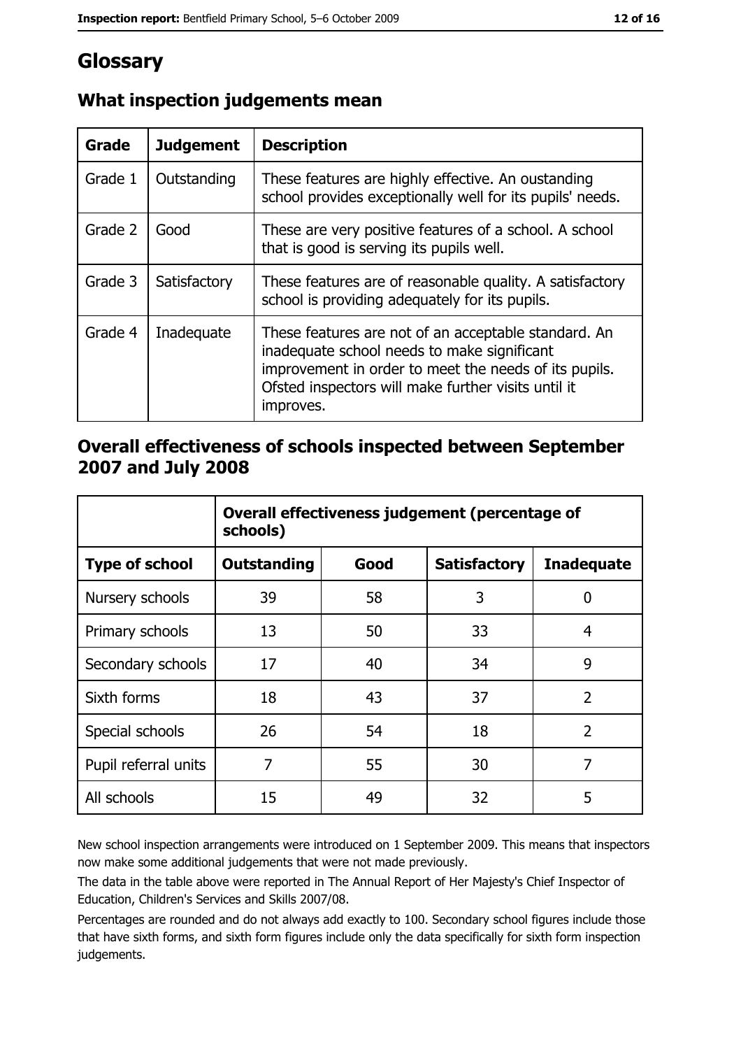# Glossary

## What inspection judgements mean

| Grade | Judgement | Description |
|---|---|---|
| Grade 1 | Outstanding | These features are highly effective. An oustanding school provides exceptionally well for its pupils' needs. |
| Grade 2 | Good | These are very positive features of a school. A school that is good is serving its pupils well. |
| Grade 3 | Satisfactory | These features are of reasonable quality. A satisfactory school is providing adequately for its pupils. |
| Grade 4 | Inadequate | These features are not of an acceptable standard. An inadequate school needs to make significant improvement in order to meet the needs of its pupils. Ofsted inspectors will make further visits until it improves. |

## Overall effectiveness of schools inspected between September 2007 and July 2008

| | Overall effectiveness judgement (percentage of schools) | | | |
|---|---|---|---|---|
| **Type of school** | **Outstanding** | **Good** | **Satisfactory** | **Inadequate** |
| Nursery schools | 39 | 58 | 3 | 0 |
| Primary schools | 13 | 50 | 33 | 4 |
| Secondary schools | 17 | 40 | 34 | 9 |
| Sixth forms | 18 | 43 | 37 | 2 |
| Special schools | 26 | 54 | 18 | 2 |
| Pupil referral units | 7 | 55 | 30 | 7 |
| All schools | 15 | 49 | 32 | 5 |

New school inspection arrangements were introduced on 1 September 2009. This means that inspectors now make some additional judgements that were not made previously.

The data in the table above were reported in The Annual Report of Her Majesty's Chief Inspector of Education, Children's Services and Skills 2007/08.

Percentages are rounded and do not always add exactly to 100. Secondary school figures include those that have sixth forms, and sixth form figures include only the data specifically for sixth form inspection judgements.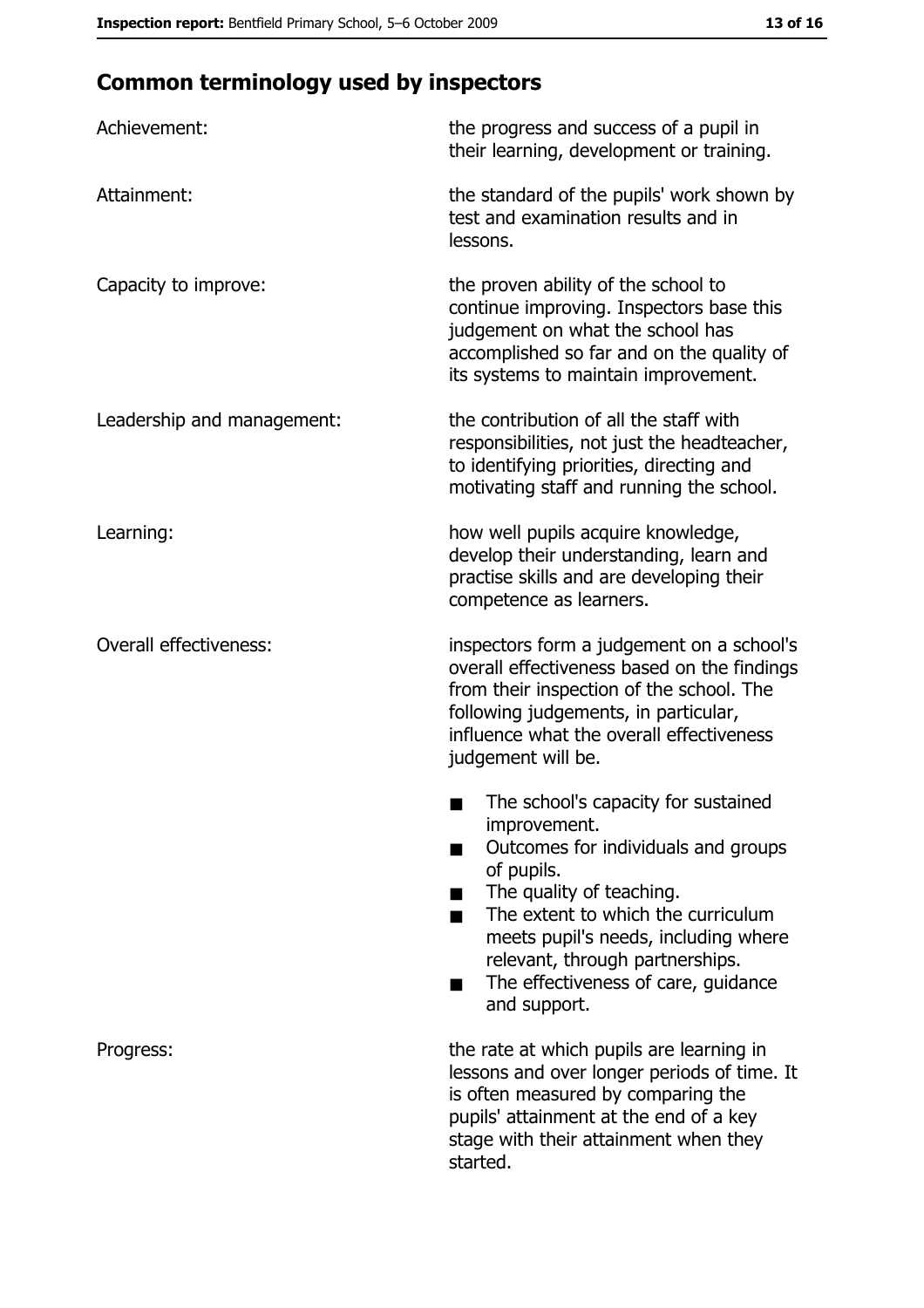## Common terminology used by inspectors

| | |
|---|---|
| Achievement: | the progress and success of a pupil in their learning, development or training. |
| Attainment: | the standard of the pupils' work shown by test and examination results and in lessons. |
| Capacity to improve: | the proven ability of the school to continue improving. Inspectors base this judgement on what the school has accomplished so far and on the quality of its systems to maintain improvement. |
| Leadership and management: | the contribution of all the staff with responsibilities, not just the headteacher, to identifying priorities, directing and motivating staff and running the school. |
| Learning: | how well pupils acquire knowledge, develop their understanding, learn and practise skills and are developing their competence as learners. |
| Overall effectiveness: | inspectors form a judgement on a school's overall effectiveness based on the findings from their inspection of the school. The following judgements, in particular, influence what the overall effectiveness judgement will be.<br>■ The school's capacity for sustained improvement.<br>■ Outcomes for individuals and groups of pupils.<br>■ The quality of teaching.<br>■ The extent to which the curriculum meets pupil's needs, including where relevant, through partnerships.<br>■ The effectiveness of care, guidance and support. |
| Progress: | the rate at which pupils are learning in lessons and over longer periods of time. It is often measured by comparing the pupils' attainment at the end of a key stage with their attainment when they started. |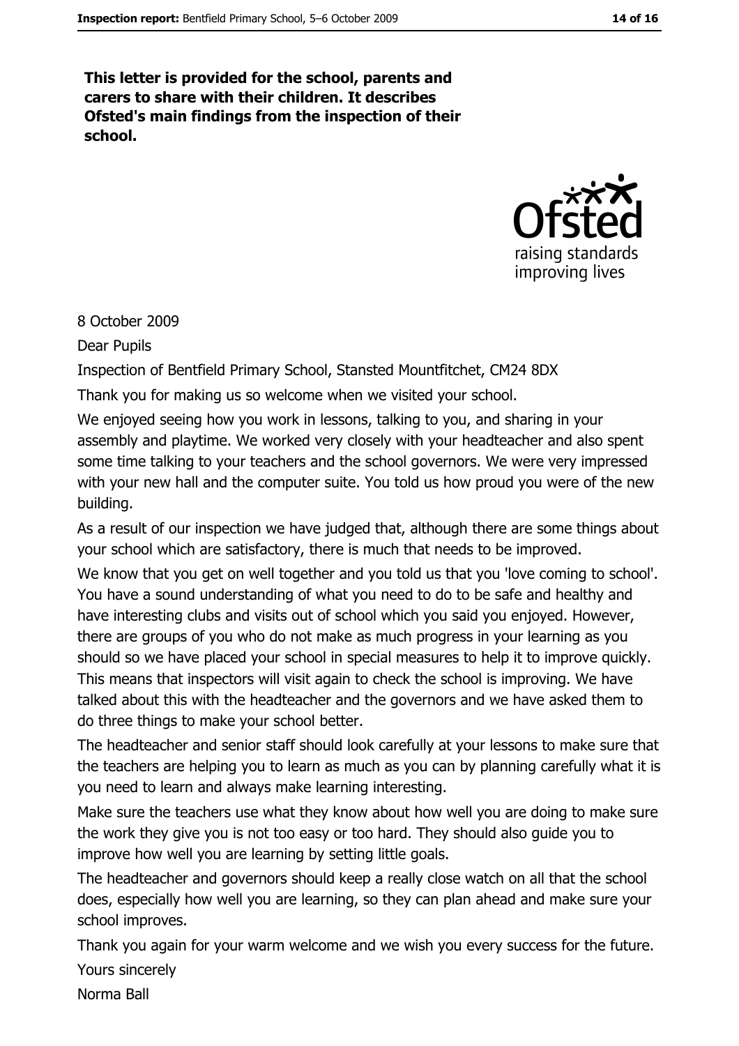**This letter is provided for the school, parents and carers to share with their children. It describes Ofsted's main findings from the inspection of their school.**

8 October 2009

Dear Pupils

Inspection of Bentfield Primary School, Stansted Mountfitchet, CM24 8DX

Thank you for making us so welcome when we visited your school.

We enjoyed seeing how you work in lessons, talking to you, and sharing in your assembly and playtime. We worked very closely with your headteacher and also spent some time talking to your teachers and the school governors. We were very impressed with your new hall and the computer suite. You told us how proud you were of the new building.

As a result of our inspection we have judged that, although there are some things about your school which are satisfactory, there is much that needs to be improved.

We know that you get on well together and you told us that you 'love coming to school'. You have a sound understanding of what you need to do to be safe and healthy and have interesting clubs and visits out of school which you said you enjoyed. However, there are groups of you who do not make as much progress in your learning as you should so we have placed your school in special measures to help it to improve quickly. This means that inspectors will visit again to check the school is improving. We have talked about this with the headteacher and the governors and we have asked them to do three things to make your school better.

The headteacher and senior staff should look carefully at your lessons to make sure that the teachers are helping you to learn as much as you can by planning carefully what it is you need to learn and always make learning interesting.

Make sure the teachers use what they know about how well you are doing to make sure the work they give you is not too easy or too hard. They should also guide you to improve how well you are learning by setting little goals.

The headteacher and governors should keep a really close watch on all that the school does, especially how well you are learning, so they can plan ahead and make sure your school improves.

Thank you again for your warm welcome and we wish you every success for the future.

Yours sincerely

Norma Ball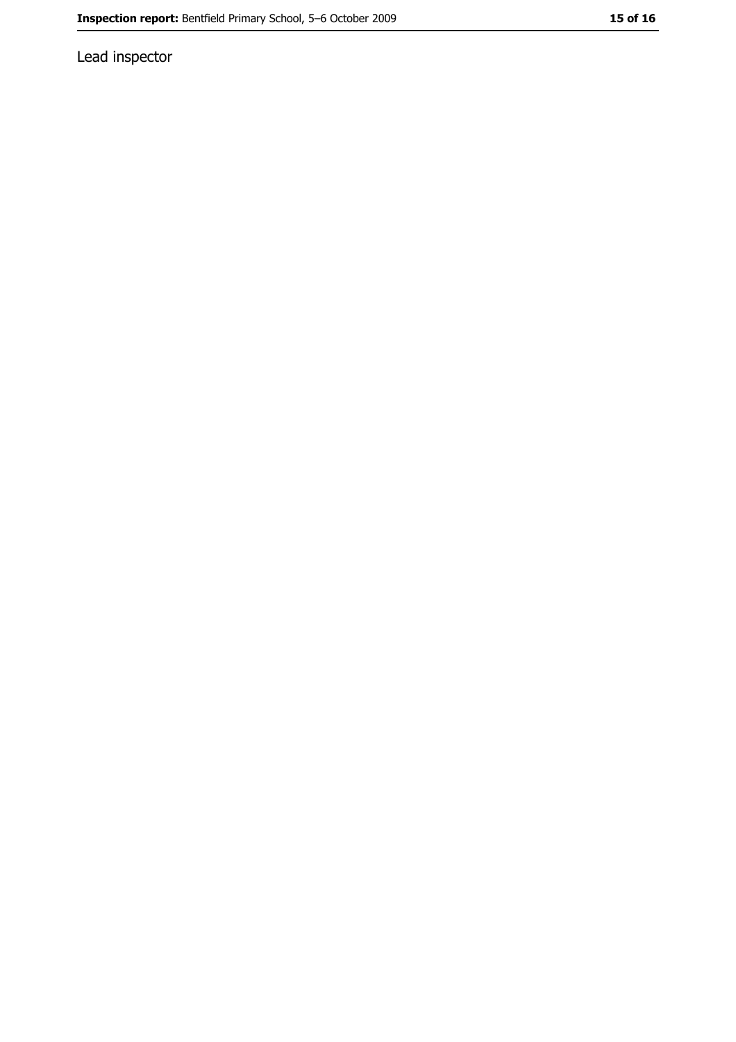Lead inspector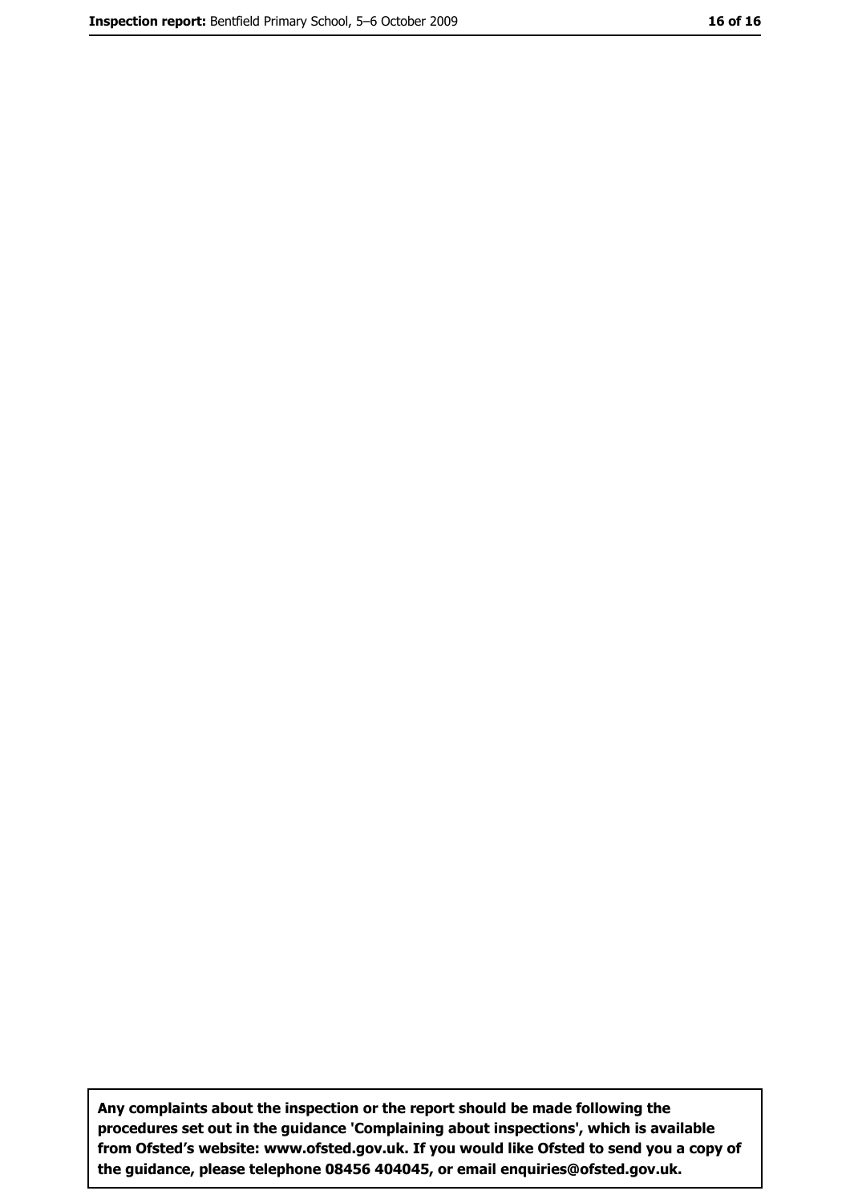**Any complaints about the inspection or the report should be made following the procedures set out in the guidance 'Complaining about inspections', which is available from Ofsted's website: www.ofsted.gov.uk. If you would like Ofsted to send you a copy of the guidance, please telephone 08456 404045, or email enquiries@ofsted.gov.uk.**